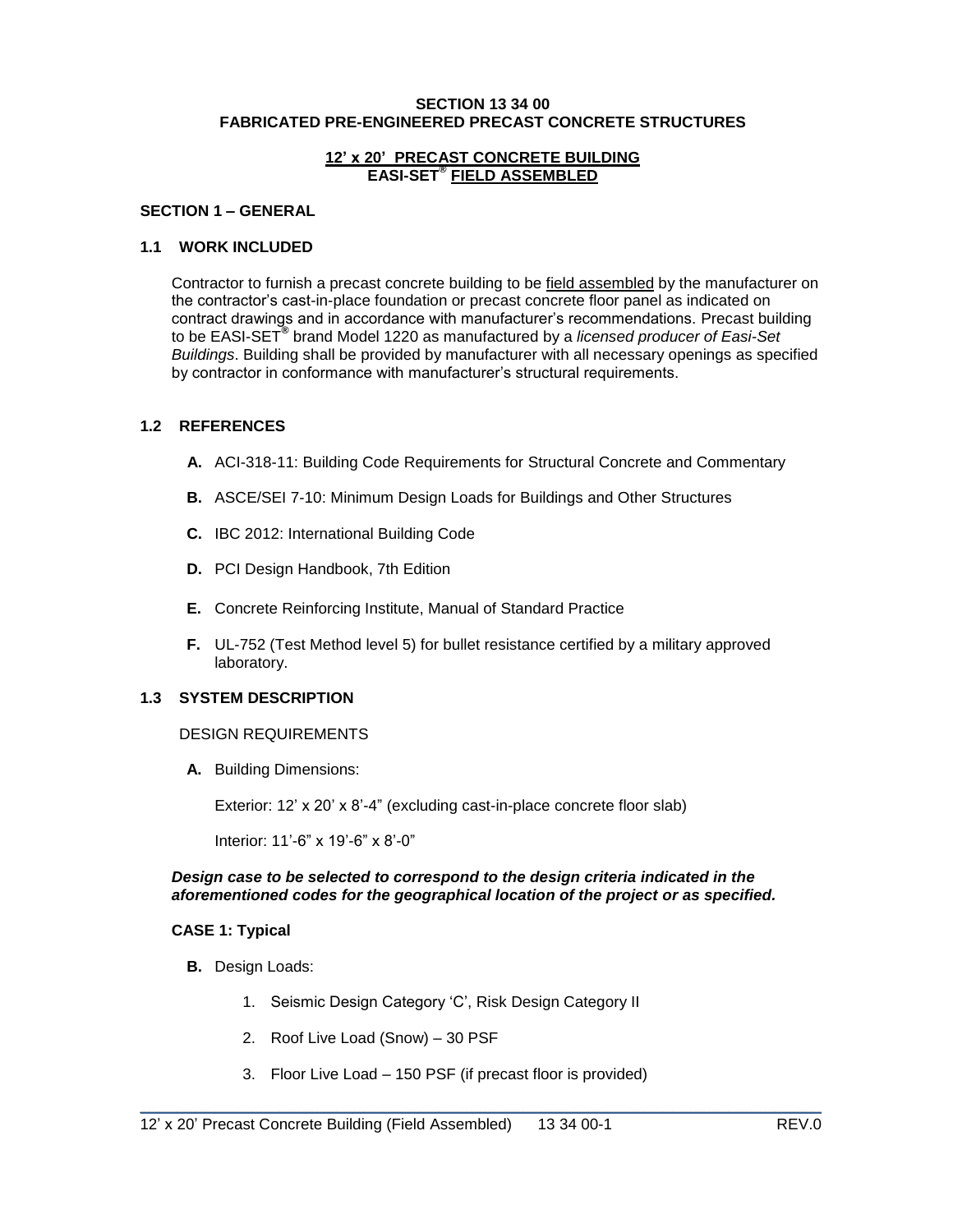**SECTION 13 34 00**
**FABRICATED PRE-ENGINEERED PRECAST CONCRETE STRUCTURES**

**12' x 20' PRECAST CONCRETE BUILDING**
**EASI-SET® FIELD ASSEMBLED**

## SECTION 1 – GENERAL

### 1.1 WORK INCLUDED

Contractor to furnish a precast concrete building to be field assembled by the manufacturer on the contractor's cast-in-place foundation or precast concrete floor panel as indicated on contract drawings and in accordance with manufacturer's recommendations. Precast building to be EASI-SET® brand Model 1220 as manufactured by a *licensed producer of Easi-Set Buildings*. Building shall be provided by manufacturer with all necessary openings as specified by contractor in conformance with manufacturer's structural requirements.

### 1.2 REFERENCES

**A.** ACI-318-11: Building Code Requirements for Structural Concrete and Commentary

**B.** ASCE/SEI 7-10: Minimum Design Loads for Buildings and Other Structures

**C.** IBC 2012: International Building Code

**D.** PCI Design Handbook, 7th Edition

**E.** Concrete Reinforcing Institute, Manual of Standard Practice

**F.** UL-752 (Test Method level 5) for bullet resistance certified by a military approved laboratory.

### 1.3 SYSTEM DESCRIPTION

DESIGN REQUIREMENTS

**A.** Building Dimensions:

Exterior: 12' x 20' x 8'-4" (excluding cast-in-place concrete floor slab)

Interior: 11'-6" x 19'-6" x 8'-0"

***Design case to be selected to correspond to the design criteria indicated in the aforementioned codes for the geographical location of the project or as specified.***

**CASE 1: Typical**

**B.** Design Loads:

1. Seismic Design Category 'C', Risk Design Category II
2. Roof Live Load (Snow) – 30 PSF
3. Floor Live Load – 150 PSF (if precast floor is provided)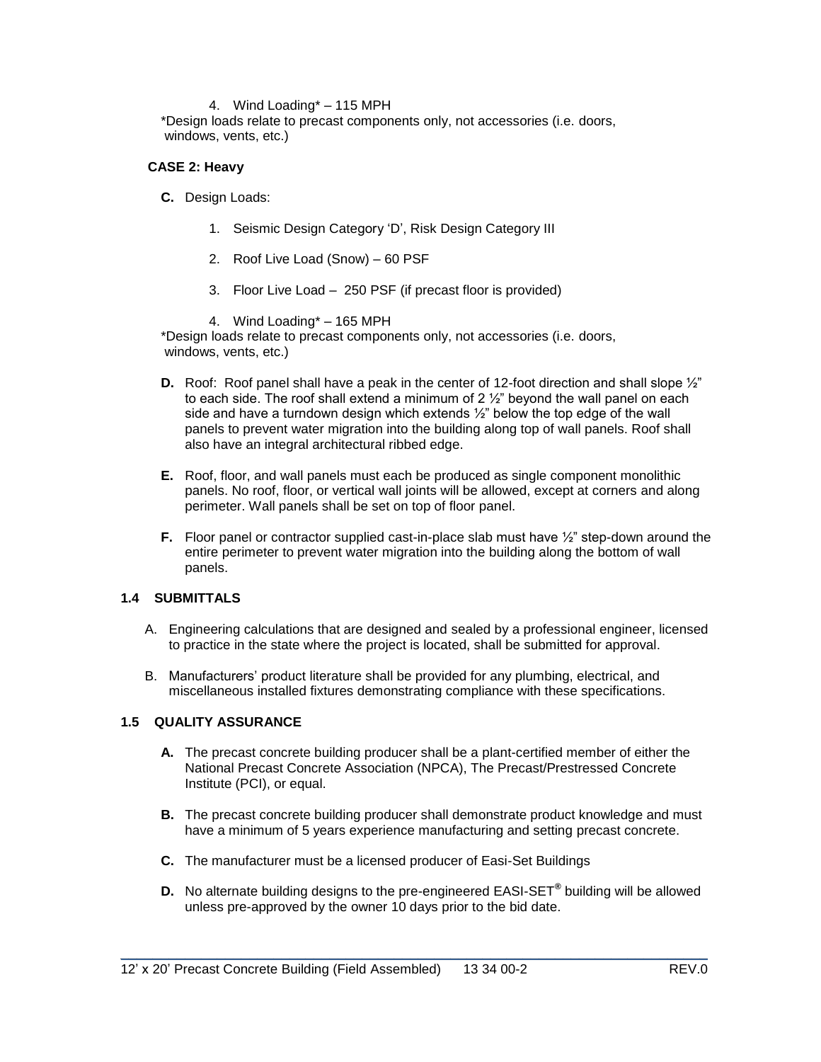4. Wind Loading* – 115 MPH

*Design loads relate to precast components only, not accessories (i.e. doors, windows, vents, etc.)

**CASE 2: Heavy**

**C.** Design Loads:

1. Seismic Design Category 'D', Risk Design Category III
2. Roof Live Load (Snow) – 60 PSF
3. Floor Live Load – 250 PSF (if precast floor is provided)
4. Wind Loading* – 165 MPH

*Design loads relate to precast components only, not accessories (i.e. doors, windows, vents, etc.)

**D.** Roof: Roof panel shall have a peak in the center of 12-foot direction and shall slope ½" to each side. The roof shall extend a minimum of 2 ½" beyond the wall panel on each side and have a turndown design which extends ½" below the top edge of the wall panels to prevent water migration into the building along top of wall panels. Roof shall also have an integral architectural ribbed edge.

**E.** Roof, floor, and wall panels must each be produced as single component monolithic panels. No roof, floor, or vertical wall joints will be allowed, except at corners and along perimeter. Wall panels shall be set on top of floor panel.

**F.** Floor panel or contractor supplied cast-in-place slab must have ½" step-down around the entire perimeter to prevent water migration into the building along the bottom of wall panels.

## 1.4 SUBMITTALS

A. Engineering calculations that are designed and sealed by a professional engineer, licensed to practice in the state where the project is located, shall be submitted for approval.

B. Manufacturers' product literature shall be provided for any plumbing, electrical, and miscellaneous installed fixtures demonstrating compliance with these specifications.

## 1.5 QUALITY ASSURANCE

**A.** The precast concrete building producer shall be a plant-certified member of either the National Precast Concrete Association (NPCA), The Precast/Prestressed Concrete Institute (PCI), or equal.

**B.** The precast concrete building producer shall demonstrate product knowledge and must have a minimum of 5 years experience manufacturing and setting precast concrete.

**C.** The manufacturer must be a licensed producer of Easi-Set Buildings

**D.** No alternate building designs to the pre-engineered EASI-SET® building will be allowed unless pre-approved by the owner 10 days prior to the bid date.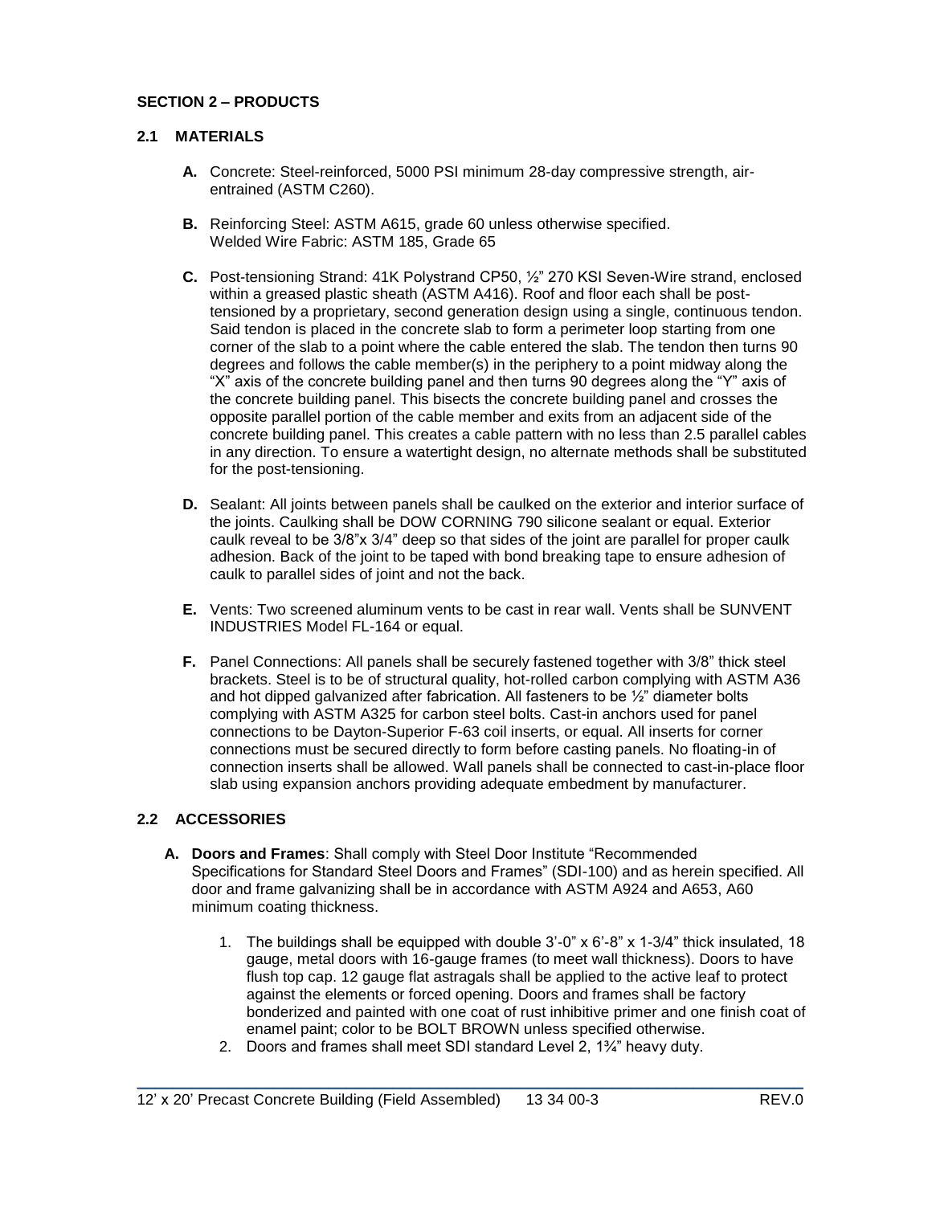## SECTION 2 – PRODUCTS

### 2.1 MATERIALS

**A.** Concrete: Steel-reinforced, 5000 PSI minimum 28-day compressive strength, air-entrained (ASTM C260).

**B.** Reinforcing Steel: ASTM A615, grade 60 unless otherwise specified.
Welded Wire Fabric: ASTM 185, Grade 65

**C.** Post-tensioning Strand: 41K Polystrand CP50, ½" 270 KSI Seven-Wire strand, enclosed within a greased plastic sheath (ASTM A416). Roof and floor each shall be post-tensioned by a proprietary, second generation design using a single, continuous tendon. Said tendon is placed in the concrete slab to form a perimeter loop starting from one corner of the slab to a point where the cable entered the slab. The tendon then turns 90 degrees and follows the cable member(s) in the periphery to a point midway along the "X" axis of the concrete building panel and then turns 90 degrees along the "Y" axis of the concrete building panel. This bisects the concrete building panel and crosses the opposite parallel portion of the cable member and exits from an adjacent side of the concrete building panel. This creates a cable pattern with no less than 2.5 parallel cables in any direction. To ensure a watertight design, no alternate methods shall be substituted for the post-tensioning.

**D.** Sealant: All joints between panels shall be caulked on the exterior and interior surface of the joints. Caulking shall be DOW CORNING 790 silicone sealant or equal. Exterior caulk reveal to be 3/8"x 3/4" deep so that sides of the joint are parallel for proper caulk adhesion. Back of the joint to be taped with bond breaking tape to ensure adhesion of caulk to parallel sides of joint and not the back.

**E.** Vents: Two screened aluminum vents to be cast in rear wall. Vents shall be SUNVENT INDUSTRIES Model FL-164 or equal.

**F.** Panel Connections: All panels shall be securely fastened together with 3/8" thick steel brackets. Steel is to be of structural quality, hot-rolled carbon complying with ASTM A36 and hot dipped galvanized after fabrication. All fasteners to be ½" diameter bolts complying with ASTM A325 for carbon steel bolts. Cast-in anchors used for panel connections to be Dayton-Superior F-63 coil inserts, or equal. All inserts for corner connections must be secured directly to form before casting panels. No floating-in of connection inserts shall be allowed. Wall panels shall be connected to cast-in-place floor slab using expansion anchors providing adequate embedment by manufacturer.

### 2.2 ACCESSORIES

**A. Doors and Frames**: Shall comply with Steel Door Institute "Recommended Specifications for Standard Steel Doors and Frames" (SDI-100) and as herein specified. All door and frame galvanizing shall be in accordance with ASTM A924 and A653, A60 minimum coating thickness.

1. The buildings shall be equipped with double 3'-0" x 6'-8" x 1-3/4" thick insulated, 18 gauge, metal doors with 16-gauge frames (to meet wall thickness). Doors to have flush top cap. 12 gauge flat astragals shall be applied to the active leaf to protect against the elements or forced opening. Doors and frames shall be factory bonderized and painted with one coat of rust inhibitive primer and one finish coat of enamel paint; color to be BOLT BROWN unless specified otherwise.
2. Doors and frames shall meet SDI standard Level 2, 1¾" heavy duty.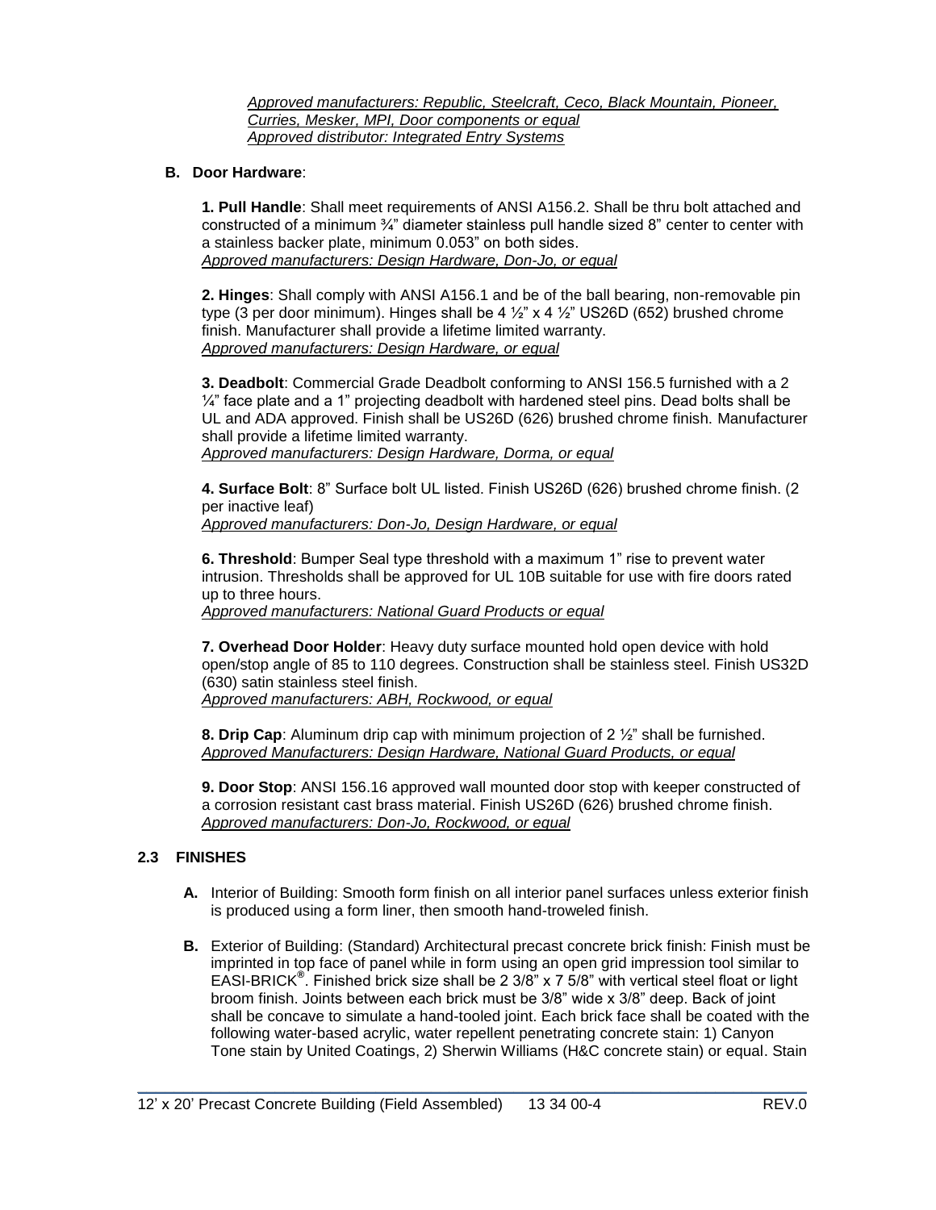*<u>Approved manufacturers: Republic, Steelcraft, Ceco, Black Mountain, Pioneer, Curries, Mesker, MPI, Door components or equal</u>*
*<u>Approved distributor: Integrated Entry Systems</u>*

**B. Door Hardware**:

**1. Pull Handle**: Shall meet requirements of ANSI A156.2. Shall be thru bolt attached and constructed of a minimum ¾" diameter stainless pull handle sized 8" center to center with a stainless backer plate, minimum 0.053" on both sides.
*<u>Approved manufacturers: Design Hardware, Don-Jo, or equal</u>*

**2. Hinges**: Shall comply with ANSI A156.1 and be of the ball bearing, non-removable pin type (3 per door minimum). Hinges shall be 4 ½" x 4 ½" US26D (652) brushed chrome finish. Manufacturer shall provide a lifetime limited warranty.
*<u>Approved manufacturers: Design Hardware, or equal</u>*

**3. Deadbolt**: Commercial Grade Deadbolt conforming to ANSI 156.5 furnished with a 2 ¼" face plate and a 1" projecting deadbolt with hardened steel pins. Dead bolts shall be UL and ADA approved. Finish shall be US26D (626) brushed chrome finish. Manufacturer shall provide a lifetime limited warranty.
*<u>Approved manufacturers: Design Hardware, Dorma, or equal</u>*

**4. Surface Bolt**: 8" Surface bolt UL listed. Finish US26D (626) brushed chrome finish. (2 per inactive leaf)
*<u>Approved manufacturers: Don-Jo, Design Hardware, or equal</u>*

**6. Threshold**: Bumper Seal type threshold with a maximum 1" rise to prevent water intrusion. Thresholds shall be approved for UL 10B suitable for use with fire doors rated up to three hours.
*<u>Approved manufacturers: National Guard Products or equal</u>*

**7. Overhead Door Holder**: Heavy duty surface mounted hold open device with hold open/stop angle of 85 to 110 degrees. Construction shall be stainless steel. Finish US32D (630) satin stainless steel finish.
*<u>Approved manufacturers: ABH, Rockwood, or equal</u>*

**8. Drip Cap**: Aluminum drip cap with minimum projection of 2 ½" shall be furnished.
*<u>Approved Manufacturers: Design Hardware, National Guard Products, or equal</u>*

**9. Door Stop**: ANSI 156.16 approved wall mounted door stop with keeper constructed of a corrosion resistant cast brass material. Finish US26D (626) brushed chrome finish.
*<u>Approved manufacturers: Don-Jo, Rockwood, or equal</u>*

## 2.3 FINISHES

**A.** Interior of Building: Smooth form finish on all interior panel surfaces unless exterior finish is produced using a form liner, then smooth hand-troweled finish.

**B.** Exterior of Building: (Standard) Architectural precast concrete brick finish: Finish must be imprinted in top face of panel while in form using an open grid impression tool similar to EASI-BRICK®. Finished brick size shall be 2 3/8" x 7 5/8" with vertical steel float or light broom finish. Joints between each brick must be 3/8" wide x 3/8" deep. Back of joint shall be concave to simulate a hand-tooled joint. Each brick face shall be coated with the following water-based acrylic, water repellent penetrating concrete stain: 1) Canyon Tone stain by United Coatings, 2) Sherwin Williams (H&C concrete stain) or equal. Stain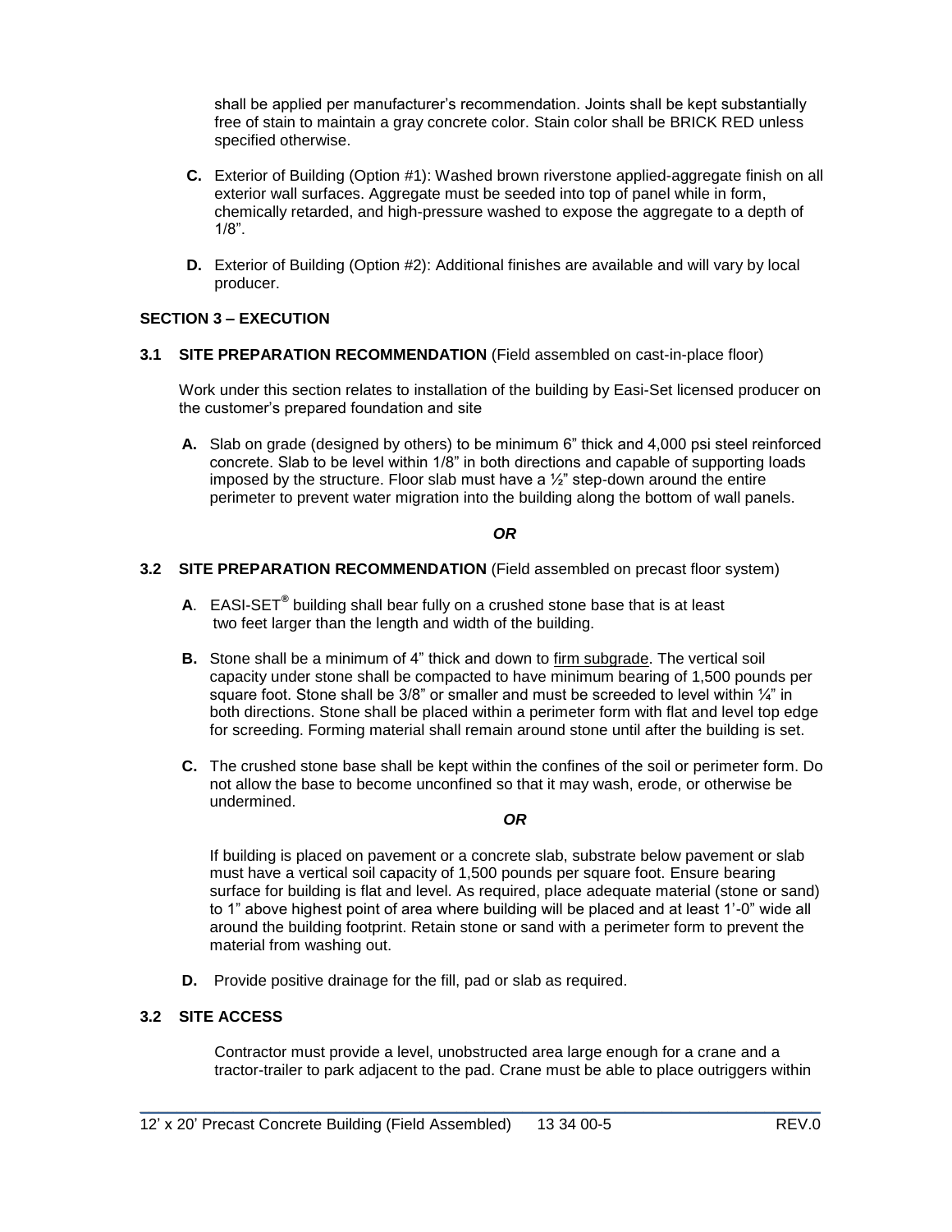shall be applied per manufacturer's recommendation. Joints shall be kept substantially free of stain to maintain a gray concrete color. Stain color shall be BRICK RED unless specified otherwise.

**C.** Exterior of Building (Option #1): Washed brown riverstone applied-aggregate finish on all exterior wall surfaces. Aggregate must be seeded into top of panel while in form, chemically retarded, and high-pressure washed to expose the aggregate to a depth of 1/8".

**D.** Exterior of Building (Option #2): Additional finishes are available and will vary by local producer.

## SECTION 3 – EXECUTION

### 3.1 SITE PREPARATION RECOMMENDATION (Field assembled on cast-in-place floor)

Work under this section relates to installation of the building by Easi-Set licensed producer on the customer's prepared foundation and site

**A.** Slab on grade (designed by others) to be minimum 6" thick and 4,000 psi steel reinforced concrete. Slab to be level within 1/8" in both directions and capable of supporting loads imposed by the structure. Floor slab must have a ½" step-down around the entire perimeter to prevent water migration into the building along the bottom of wall panels.

***OR***

### 3.2 SITE PREPARATION RECOMMENDATION (Field assembled on precast floor system)

**A**. EASI-SET® building shall bear fully on a crushed stone base that is at least two feet larger than the length and width of the building.

**B.** Stone shall be a minimum of 4" thick and down to firm subgrade. The vertical soil capacity under stone shall be compacted to have minimum bearing of 1,500 pounds per square foot. Stone shall be 3/8" or smaller and must be screeded to level within ¼" in both directions. Stone shall be placed within a perimeter form with flat and level top edge for screeding. Forming material shall remain around stone until after the building is set.

**C.** The crushed stone base shall be kept within the confines of the soil or perimeter form. Do not allow the base to become unconfined so that it may wash, erode, or otherwise be undermined.

***OR***

If building is placed on pavement or a concrete slab, substrate below pavement or slab must have a vertical soil capacity of 1,500 pounds per square foot. Ensure bearing surface for building is flat and level. As required, place adequate material (stone or sand) to 1" above highest point of area where building will be placed and at least 1'-0" wide all around the building footprint. Retain stone or sand with a perimeter form to prevent the material from washing out.

**D.** Provide positive drainage for the fill, pad or slab as required.

### 3.2 SITE ACCESS

Contractor must provide a level, unobstructed area large enough for a crane and a tractor-trailer to park adjacent to the pad. Crane must be able to place outriggers within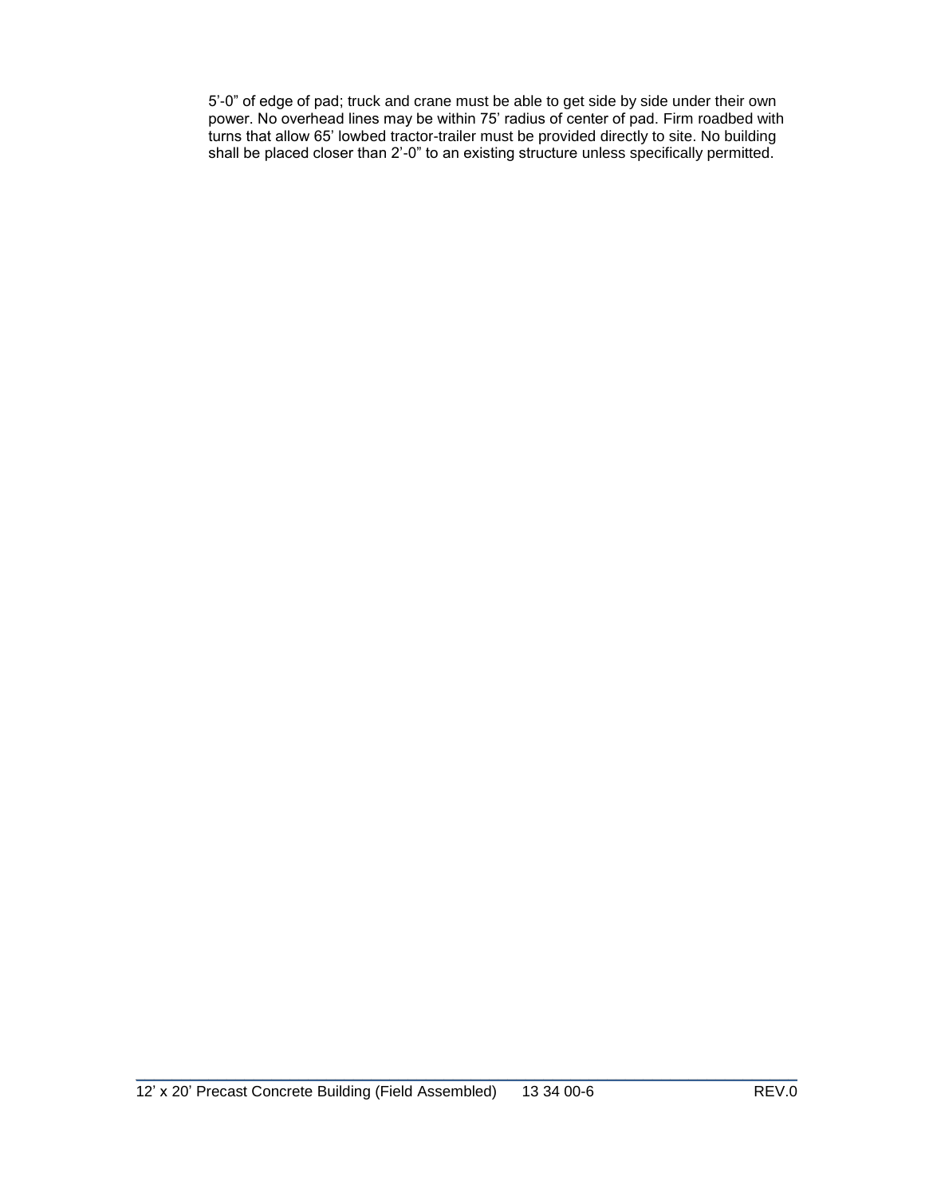5'-0" of edge of pad; truck and crane must be able to get side by side under their own power. No overhead lines may be within 75' radius of center of pad. Firm roadbed with turns that allow 65' lowbed tractor-trailer must be provided directly to site. No building shall be placed closer than 2'-0" to an existing structure unless specifically permitted.